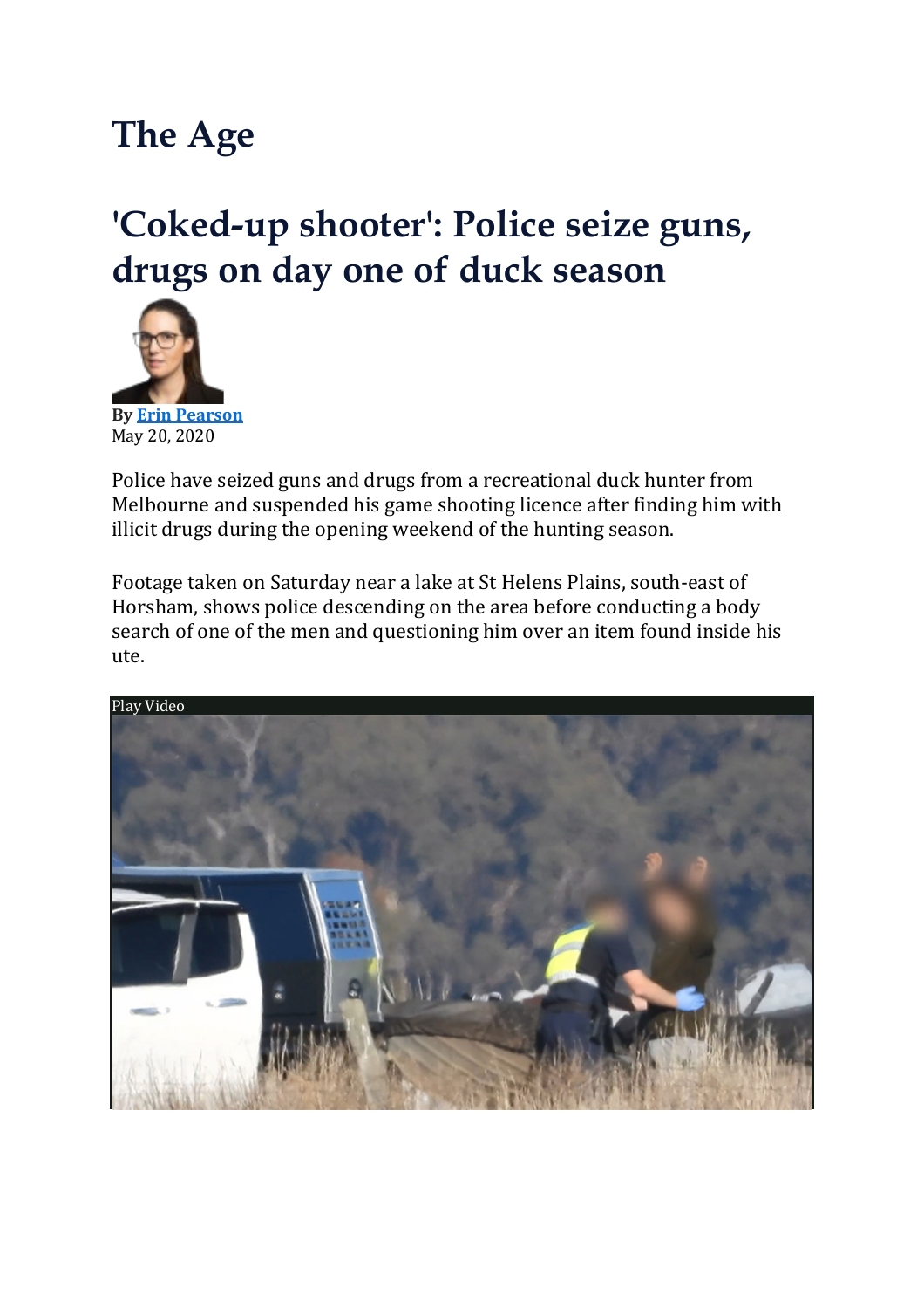# The Age

## 'Coked-up shooter': Police seize guns, drugs on day one of duck season

By [Erin Pearson]
May 20, 2020

Police have seized guns and drugs from a recreational duck hunter from Melbourne and suspended his game shooting licence after finding him with illicit drugs during the opening weekend of the hunting season.

Footage taken on Saturday near a lake at St Helens Plains, south-east of Horsham, shows police descending on the area before conducting a body search of one of the men and questioning him over an item found inside his ute.

Play Video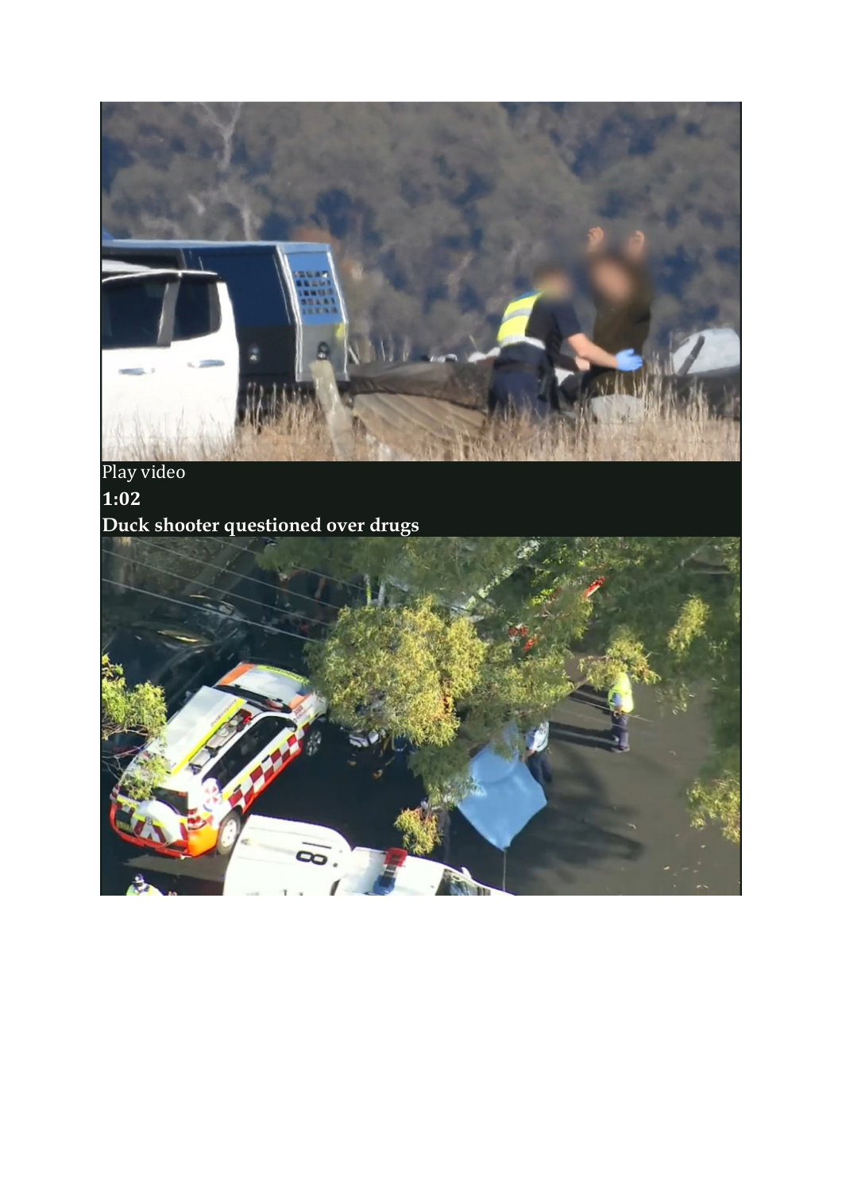Play video

**1:02**

**Duck shooter questioned over drugs**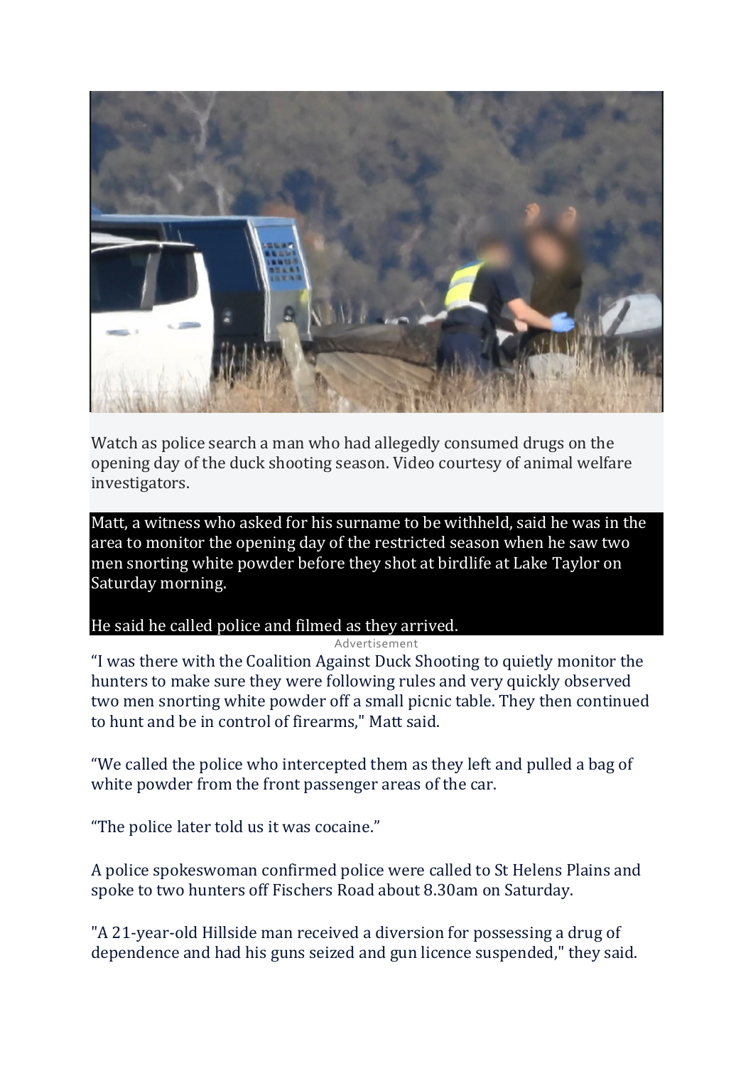Watch as police search a man who had allegedly consumed drugs on the opening day of the duck shooting season. Video courtesy of animal welfare investigators.

Matt, a witness who asked for his surname to be withheld, said he was in the area to monitor the opening day of the restricted season when he saw two men snorting white powder before they shot at birdlife at Lake Taylor on Saturday morning.

He said he called police and filmed as they arrived.

"I was there with the Coalition Against Duck Shooting to quietly monitor the hunters to make sure they were following rules and very quickly observed two men snorting white powder off a small picnic table. They then continued to hunt and be in control of firearms," Matt said.

"We called the police who intercepted them as they left and pulled a bag of white powder from the front passenger areas of the car.

"The police later told us it was cocaine."

A police spokeswoman confirmed police were called to St Helens Plains and spoke to two hunters off Fischers Road about 8.30am on Saturday.

"A 21-year-old Hillside man received a diversion for possessing a drug of dependence and had his guns seized and gun licence suspended," they said.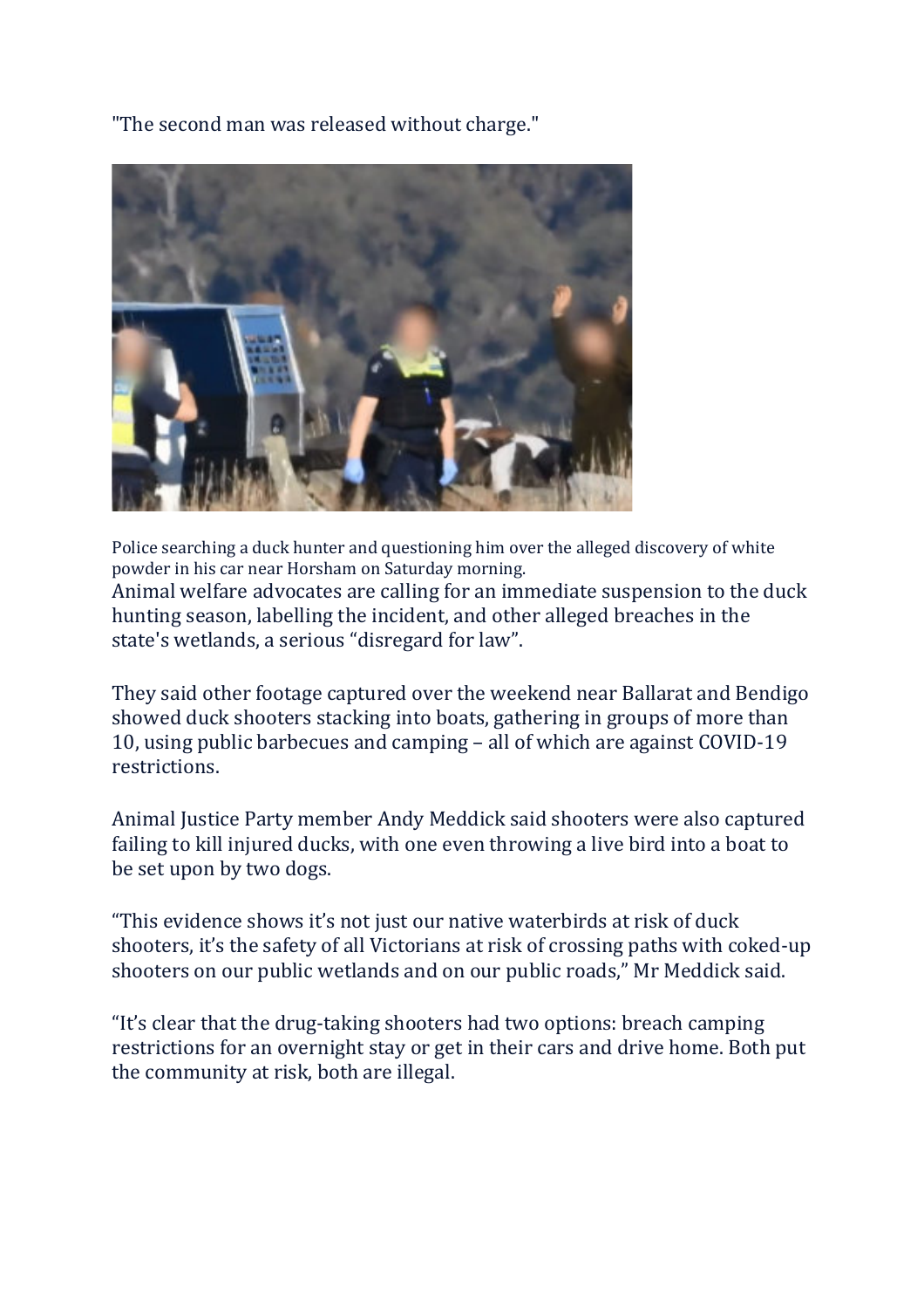"The second man was released without charge."

Police searching a duck hunter and questioning him over the alleged discovery of white powder in his car near Horsham on Saturday morning.

Animal welfare advocates are calling for an immediate suspension to the duck hunting season, labelling the incident, and other alleged breaches in the state's wetlands, a serious "disregard for law".

They said other footage captured over the weekend near Ballarat and Bendigo showed duck shooters stacking into boats, gathering in groups of more than 10, using public barbecues and camping – all of which are against COVID-19 restrictions.

Animal Justice Party member Andy Meddick said shooters were also captured failing to kill injured ducks, with one even throwing a live bird into a boat to be set upon by two dogs.

"This evidence shows it's not just our native waterbirds at risk of duck shooters, it's the safety of all Victorians at risk of crossing paths with coked-up shooters on our public wetlands and on our public roads," Mr Meddick said.

"It's clear that the drug-taking shooters had two options: breach camping restrictions for an overnight stay or get in their cars and drive home. Both put the community at risk, both are illegal.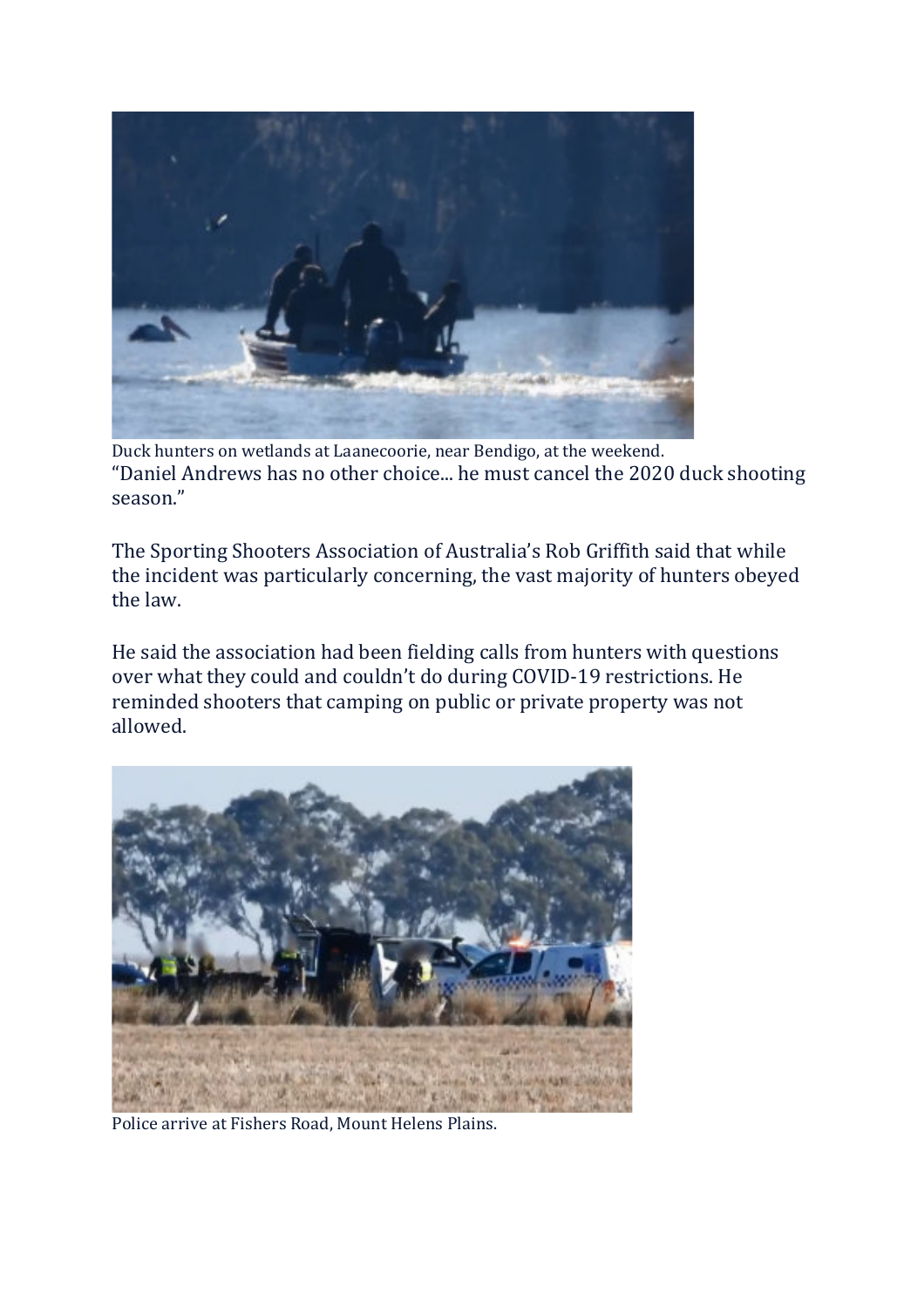Duck hunters on wetlands at Laanecoorie, near Bendigo, at the weekend.

"Daniel Andrews has no other choice... he must cancel the 2020 duck shooting season."

The Sporting Shooters Association of Australia's Rob Griffith said that while the incident was particularly concerning, the vast majority of hunters obeyed the law.

He said the association had been fielding calls from hunters with questions over what they could and couldn't do during COVID-19 restrictions. He reminded shooters that camping on public or private property was not allowed.

Police arrive at Fishers Road, Mount Helens Plains.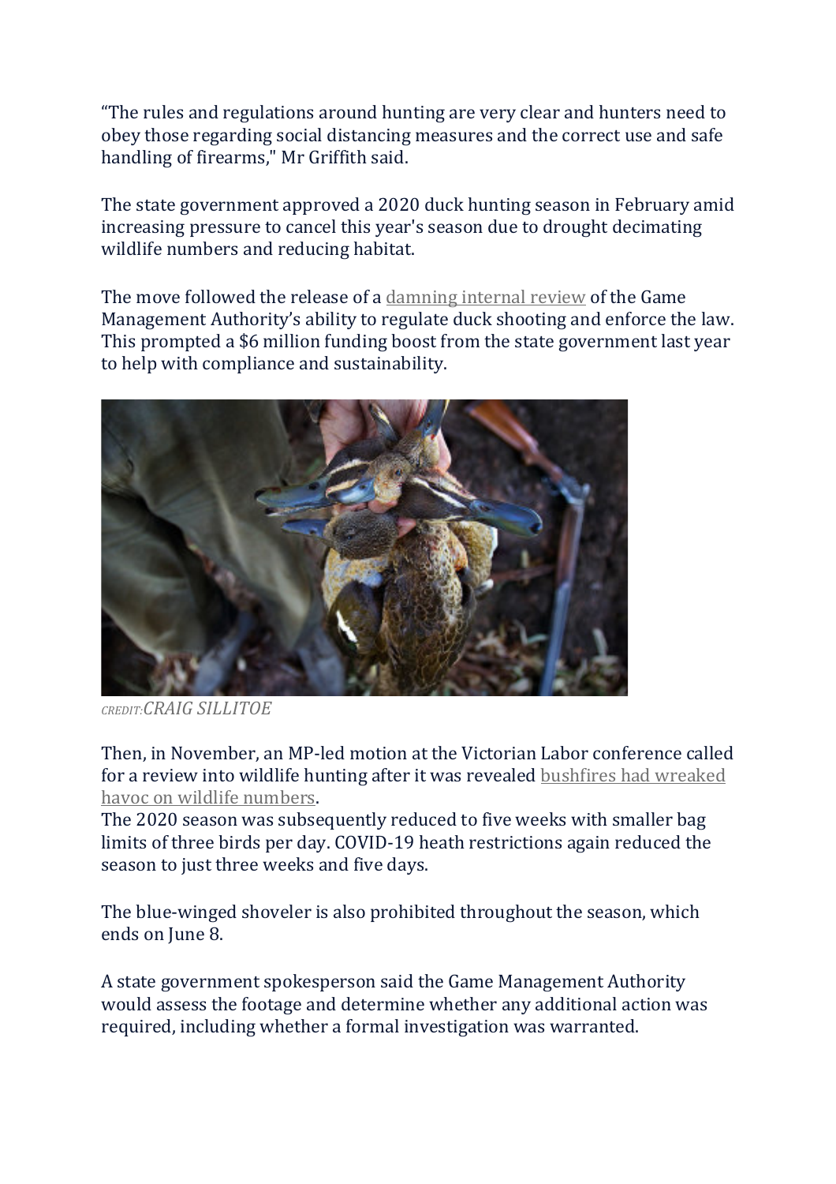"The rules and regulations around hunting are very clear and hunters need to obey those regarding social distancing measures and the correct use and safe handling of firearms," Mr Griffith said.

The state government approved a 2020 duck hunting season in February amid increasing pressure to cancel this year's season due to drought decimating wildlife numbers and reducing habitat.

The move followed the release of a damning internal review of the Game Management Authority's ability to regulate duck shooting and enforce the law. This prompted a $6 million funding boost from the state government last year to help with compliance and sustainability.

*CREDIT:CRAIG SILLITOE*

Then, in November, an MP-led motion at the Victorian Labor conference called for a review into wildlife hunting after it was revealed bushfires had wreaked havoc on wildlife numbers.
The 2020 season was subsequently reduced to five weeks with smaller bag limits of three birds per day. COVID-19 heath restrictions again reduced the season to just three weeks and five days.

The blue-winged shoveler is also prohibited throughout the season, which ends on June 8.

A state government spokesperson said the Game Management Authority would assess the footage and determine whether any additional action was required, including whether a formal investigation was warranted.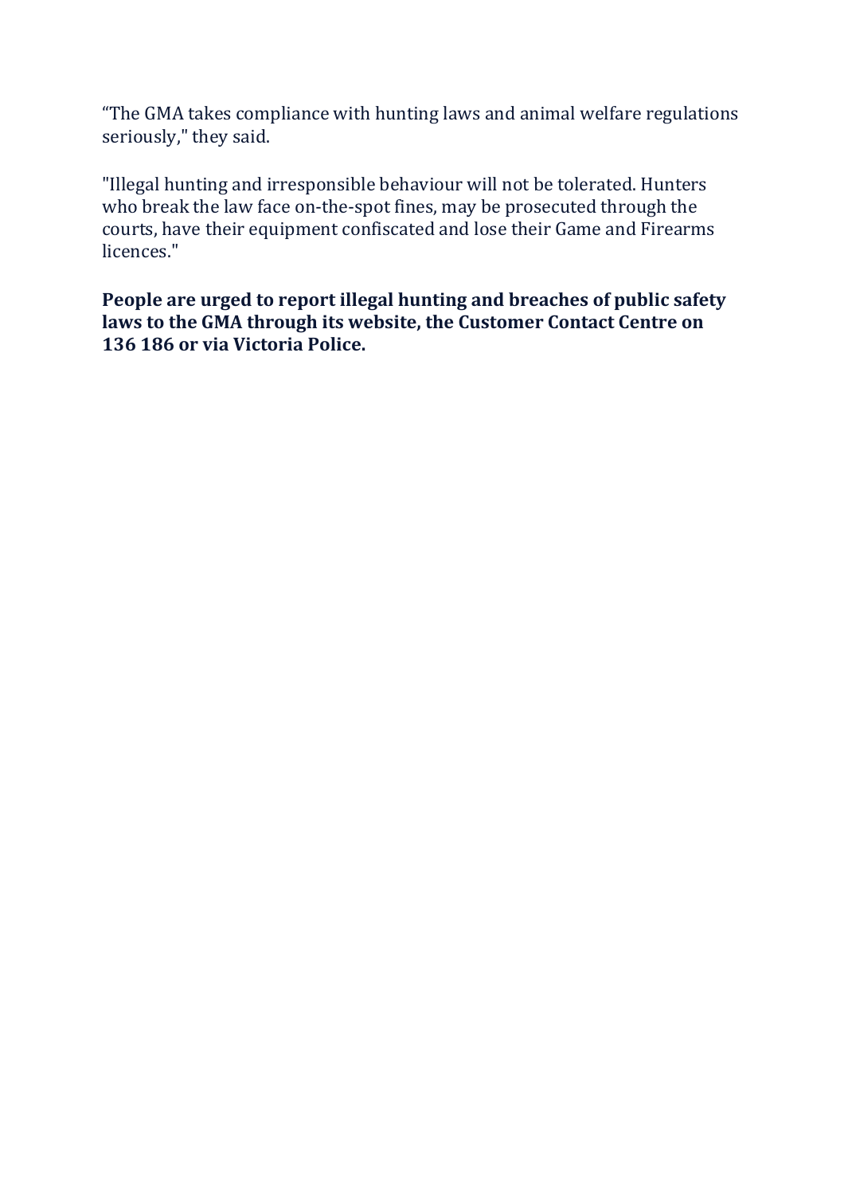“The GMA takes compliance with hunting laws and animal welfare regulations seriously," they said.

"Illegal hunting and irresponsible behaviour will not be tolerated. Hunters who break the law face on-the-spot fines, may be prosecuted through the courts, have their equipment confiscated and lose their Game and Firearms licences."

**People are urged to report illegal hunting and breaches of public safety laws to the GMA through its website, the Customer Contact Centre on 136 186 or via Victoria Police.**